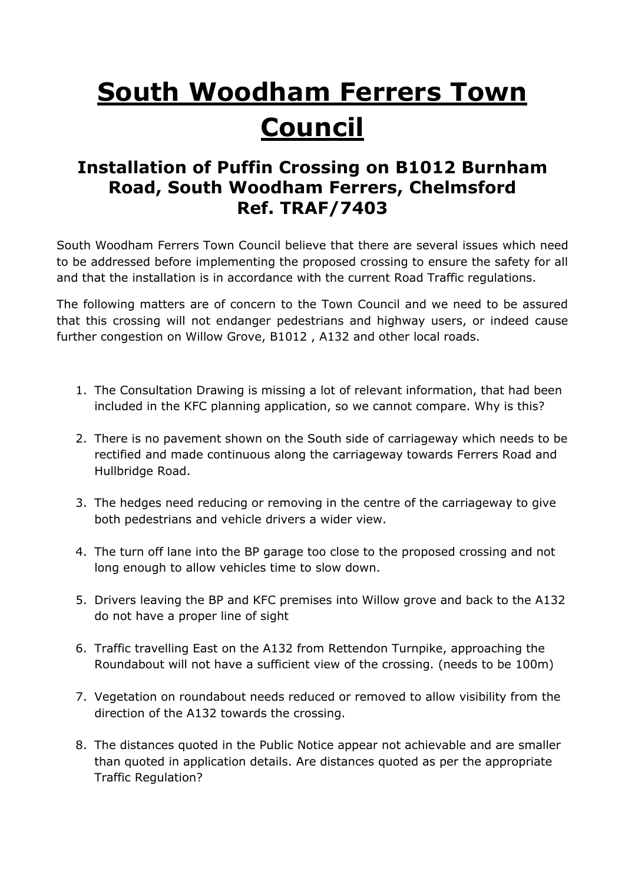# South Woodham Ferrers Town Council

## Installation of Puffin Crossing on B1012 Burnham Road, South Woodham Ferrers, Chelmsford Ref. TRAF/7403

South Woodham Ferrers Town Council believe that there are several issues which need to be addressed before implementing the proposed crossing to ensure the safety for all and that the installation is in accordance with the current Road Traffic regulations.

The following matters are of concern to the Town Council and we need to be assured that this crossing will not endanger pedestrians and highway users, or indeed cause further congestion on Willow Grove, B1012 , A132 and other local roads.

1. The Consultation Drawing is missing a lot of relevant information, that had been included in the KFC planning application, so we cannot compare. Why is this?

2. There is no pavement shown on the South side of carriageway which needs to be rectified and made continuous along the carriageway towards Ferrers Road and Hullbridge Road.

3. The hedges need reducing or removing in the centre of the carriageway to give both pedestrians and vehicle drivers a wider view.

4. The turn off lane into the BP garage too close to the proposed crossing and not long enough to allow vehicles time to slow down.

5. Drivers leaving the BP and KFC premises into Willow grove and back to the A132 do not have a proper line of sight

6. Traffic travelling East on the A132 from Rettendon Turnpike, approaching the Roundabout will not have a sufficient view of the crossing. (needs to be 100m)

7. Vegetation on roundabout needs reduced or removed to allow visibility from the direction of the A132 towards the crossing.

8. The distances quoted in the Public Notice appear not achievable and are smaller than quoted in application details. Are distances quoted as per the appropriate Traffic Regulation?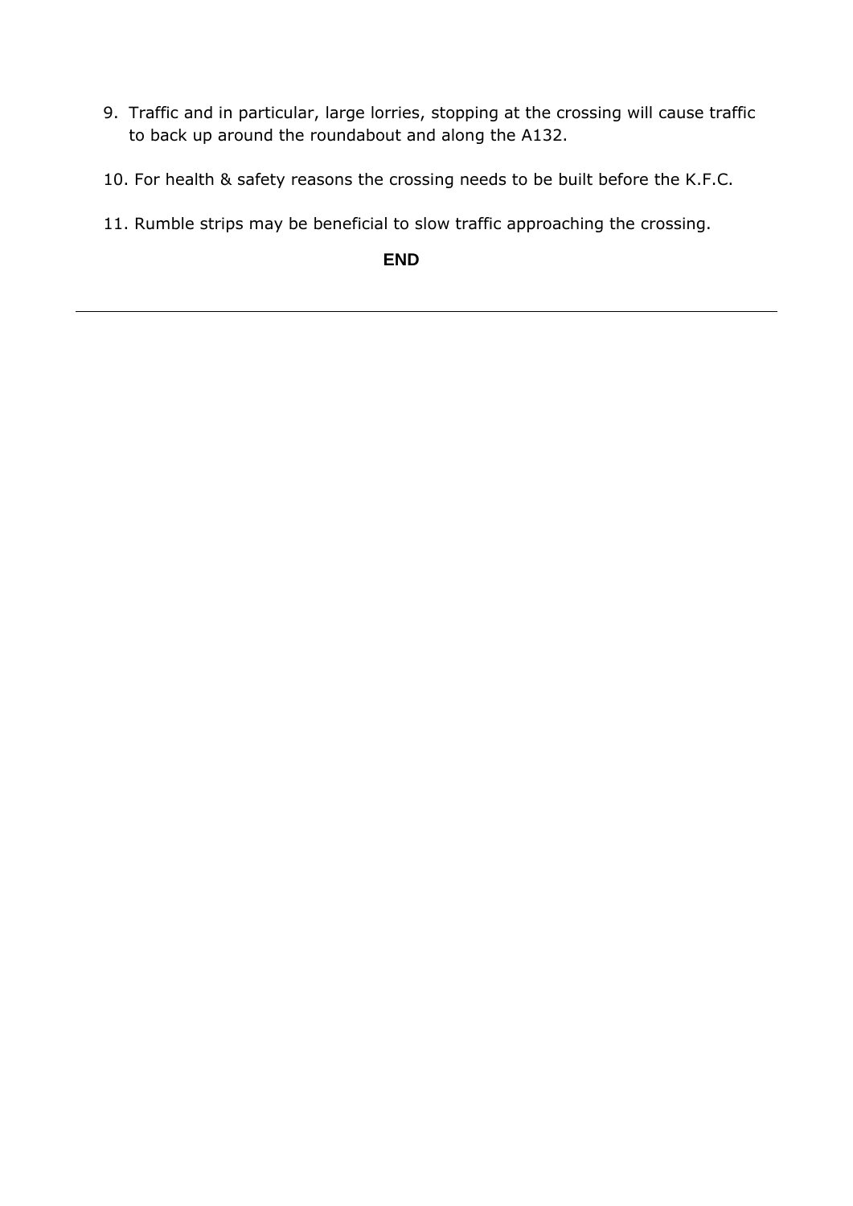9. Traffic and in particular, large lorries, stopping at the crossing will cause traffic to back up around the roundabout and along the A132.

10. For health & safety reasons the crossing needs to be built before the K.F.C.

11. Rumble strips may be beneficial to slow traffic approaching the crossing.

**END**

---